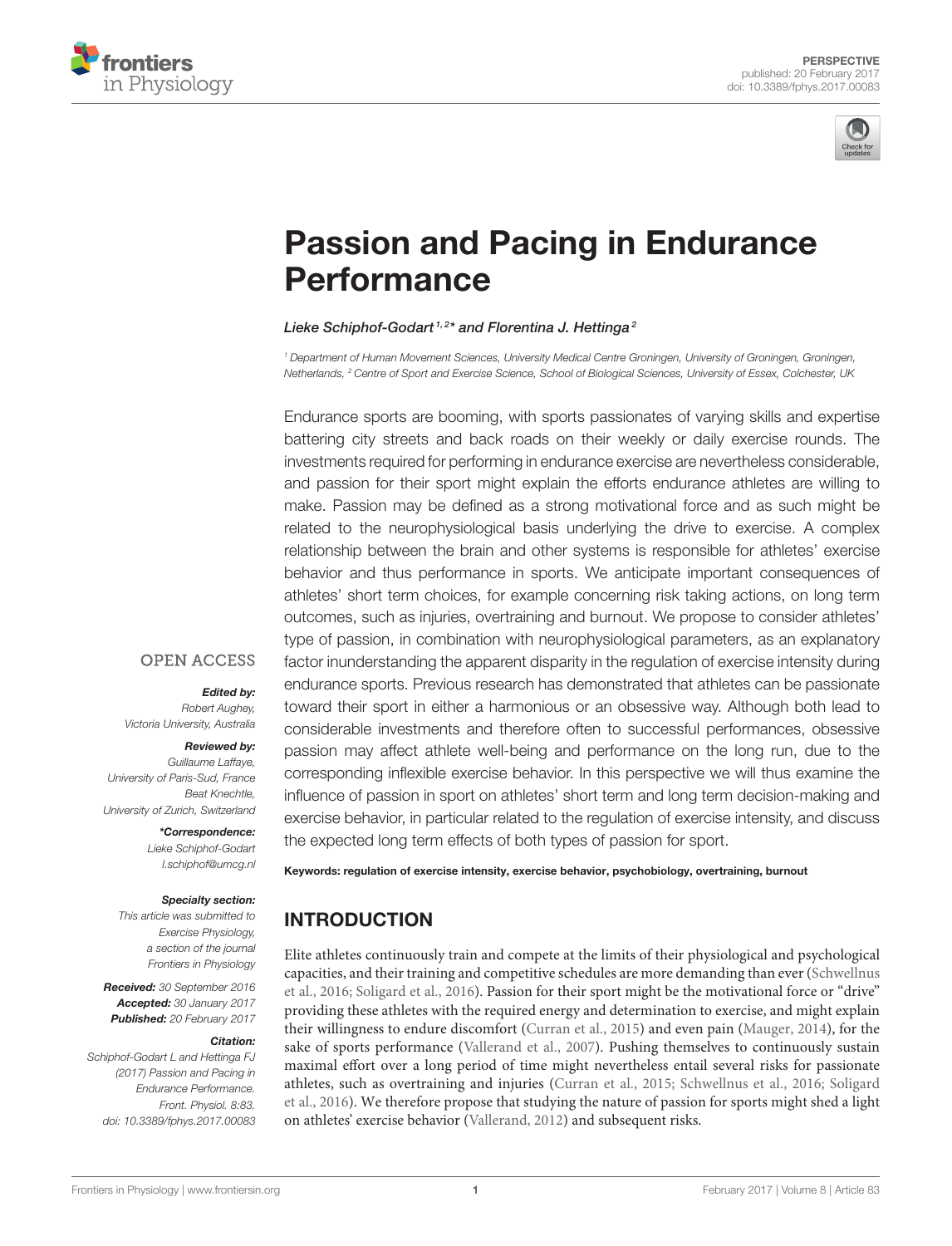PERSPECTIVE
published: 20 February 2017
doi: 10.3389/fphys.2017.00083

# Passion and Pacing in Endurance Performance

*Lieke Schiphof-Godart[1,2]* and Florentina J. Hettinga[2]*

[1] Department of Human Movement Sciences, University Medical Centre Groningen, University of Groningen, Groningen, Netherlands, [2] Centre of Sport and Exercise Science, School of Biological Sciences, University of Essex, Colchester, UK

Endurance sports are booming, with sports passionates of varying skills and expertise battering city streets and back roads on their weekly or daily exercise rounds. The investments required for performing in endurance exercise are nevertheless considerable, and passion for their sport might explain the efforts endurance athletes are willing to make. Passion may be defined as a strong motivational force and as such might be related to the neurophysiological basis underlying the drive to exercise. A complex relationship between the brain and other systems is responsible for athletes' exercise behavior and thus performance in sports. We anticipate important consequences of athletes' short term choices, for example concerning risk taking actions, on long term outcomes, such as injuries, overtraining and burnout. We propose to consider athletes' type of passion, in combination with neurophysiological parameters, as an explanatory factor inunderstanding the apparent disparity in the regulation of exercise intensity during endurance sports. Previous research has demonstrated that athletes can be passionate toward their sport in either a harmonious or an obsessive way. Although both lead to considerable investments and therefore often to successful performances, obsessive passion may affect athlete well-being and performance on the long run, due to the corresponding inflexible exercise behavior. In this perspective we will thus examine the influence of passion in sport on athletes' short term and long term decision-making and exercise behavior, in particular related to the regulation of exercise intensity, and discuss the expected long term effects of both types of passion for sport.

**Keywords: regulation of exercise intensity, exercise behavior, psychobiology, overtraining, burnout**

OPEN ACCESS

***Edited by:***
*Robert Aughey,*
*Victoria University, Australia*

***Reviewed by:***
*Guillaume Laffaye,*
*University of Paris-Sud, France*
*Beat Knechtle,*
*University of Zurich, Switzerland*

***\*Correspondence:***
*Lieke Schiphof-Godart*
*l.schiphof@umcg.nl*

***Specialty section:***
*This article was submitted to Exercise Physiology, a section of the journal Frontiers in Physiology*

***Received:*** *30 September 2016*
***Accepted:*** *30 January 2017*
***Published:*** *20 February 2017*

***Citation:***
*Schiphof-Godart L and Hettinga FJ (2017) Passion and Pacing in Endurance Performance. Front. Physiol. 8:83. doi: 10.3389/fphys.2017.00083*

## INTRODUCTION

Elite athletes continuously train and compete at the limits of their physiological and psychological capacities, and their training and competitive schedules are more demanding than ever (Schwellnus et al., 2016; Soligard et al., 2016). Passion for their sport might be the motivational force or "drive" providing these athletes with the required energy and determination to exercise, and might explain their willingness to endure discomfort (Curran et al., 2015) and even pain (Mauger, 2014), for the sake of sports performance (Vallerand et al., 2007). Pushing themselves to continuously sustain maximal effort over a long period of time might nevertheless entail several risks for passionate athletes, such as overtraining and injuries (Curran et al., 2015; Schwellnus et al., 2016; Soligard et al., 2016). We therefore propose that studying the nature of passion for sports might shed a light on athletes' exercise behavior (Vallerand, 2012) and subsequent risks.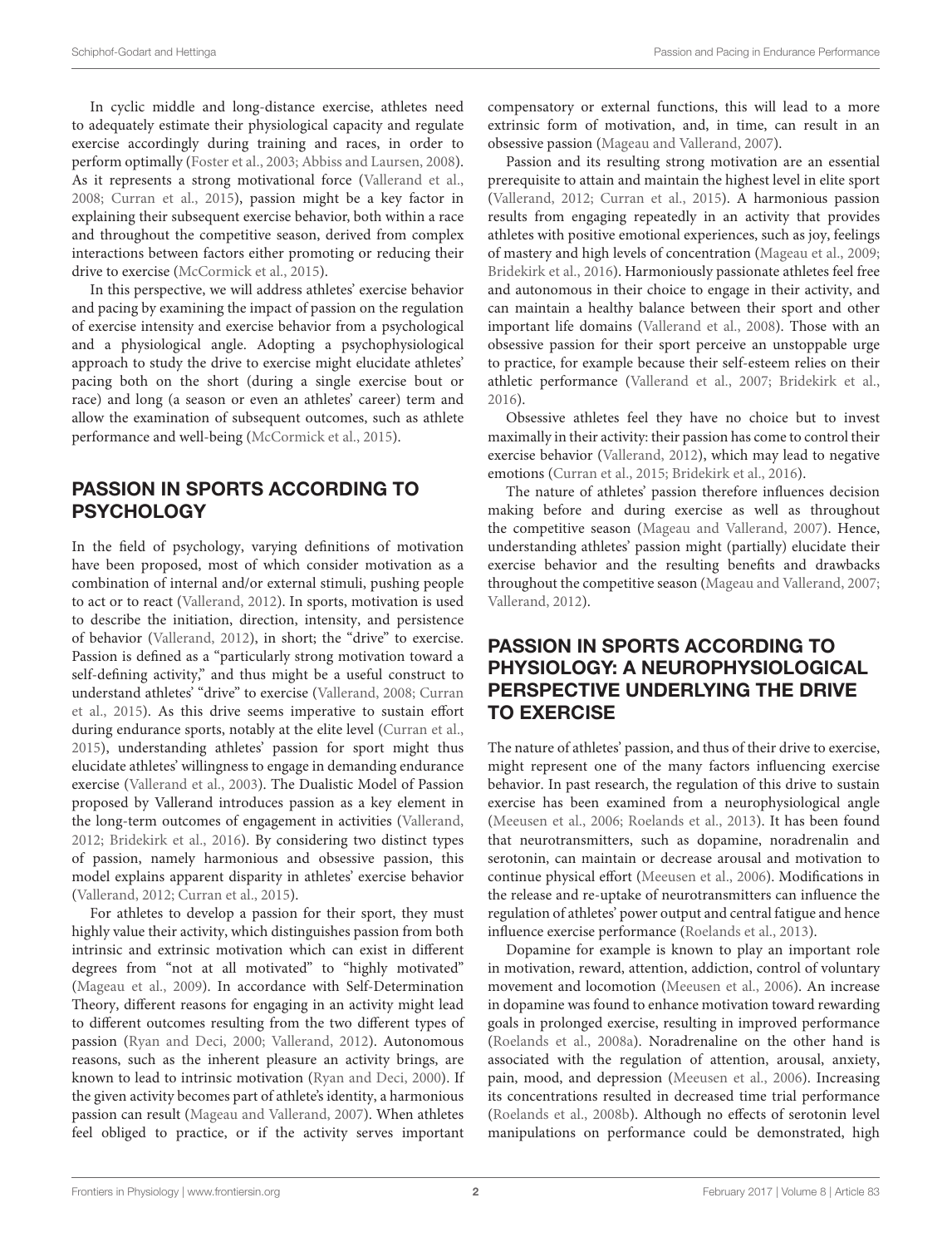In cyclic middle and long-distance exercise, athletes need to adequately estimate their physiological capacity and regulate exercise accordingly during training and races, in order to perform optimally (Foster et al., 2003; Abbiss and Laursen, 2008). As it represents a strong motivational force (Vallerand et al., 2008; Curran et al., 2015), passion might be a key factor in explaining their subsequent exercise behavior, both within a race and throughout the competitive season, derived from complex interactions between factors either promoting or reducing their drive to exercise (McCormick et al., 2015).

In this perspective, we will address athletes' exercise behavior and pacing by examining the impact of passion on the regulation of exercise intensity and exercise behavior from a psychological and a physiological angle. Adopting a psychophysiological approach to study the drive to exercise might elucidate athletes' pacing both on the short (during a single exercise bout or race) and long (a season or even an athletes' career) term and allow the examination of subsequent outcomes, such as athlete performance and well-being (McCormick et al., 2015).

## PASSION IN SPORTS ACCORDING TO PSYCHOLOGY

In the field of psychology, varying definitions of motivation have been proposed, most of which consider motivation as a combination of internal and/or external stimuli, pushing people to act or to react (Vallerand, 2012). In sports, motivation is used to describe the initiation, direction, intensity, and persistence of behavior (Vallerand, 2012), in short; the "drive" to exercise. Passion is defined as a "particularly strong motivation toward a self-defining activity," and thus might be a useful construct to understand athletes' "drive" to exercise (Vallerand, 2008; Curran et al., 2015). As this drive seems imperative to sustain effort during endurance sports, notably at the elite level (Curran et al., 2015), understanding athletes' passion for sport might thus elucidate athletes' willingness to engage in demanding endurance exercise (Vallerand et al., 2003). The Dualistic Model of Passion proposed by Vallerand introduces passion as a key element in the long-term outcomes of engagement in activities (Vallerand, 2012; Bridekirk et al., 2016). By considering two distinct types of passion, namely harmonious and obsessive passion, this model explains apparent disparity in athletes' exercise behavior (Vallerand, 2012; Curran et al., 2015).

For athletes to develop a passion for their sport, they must highly value their activity, which distinguishes passion from both intrinsic and extrinsic motivation which can exist in different degrees from "not at all motivated" to "highly motivated" (Mageau et al., 2009). In accordance with Self-Determination Theory, different reasons for engaging in an activity might lead to different outcomes resulting from the two different types of passion (Ryan and Deci, 2000; Vallerand, 2012). Autonomous reasons, such as the inherent pleasure an activity brings, are known to lead to intrinsic motivation (Ryan and Deci, 2000). If the given activity becomes part of athlete's identity, a harmonious passion can result (Mageau and Vallerand, 2007). When athletes feel obliged to practice, or if the activity serves important compensatory or external functions, this will lead to a more extrinsic form of motivation, and, in time, can result in an obsessive passion (Mageau and Vallerand, 2007).

Passion and its resulting strong motivation are an essential prerequisite to attain and maintain the highest level in elite sport (Vallerand, 2012; Curran et al., 2015). A harmonious passion results from engaging repeatedly in an activity that provides athletes with positive emotional experiences, such as joy, feelings of mastery and high levels of concentration (Mageau et al., 2009; Bridekirk et al., 2016). Harmoniously passionate athletes feel free and autonomous in their choice to engage in their activity, and can maintain a healthy balance between their sport and other important life domains (Vallerand et al., 2008). Those with an obsessive passion for their sport perceive an unstoppable urge to practice, for example because their self-esteem relies on their athletic performance (Vallerand et al., 2007; Bridekirk et al., 2016).

Obsessive athletes feel they have no choice but to invest maximally in their activity: their passion has come to control their exercise behavior (Vallerand, 2012), which may lead to negative emotions (Curran et al., 2015; Bridekirk et al., 2016).

The nature of athletes' passion therefore influences decision making before and during exercise as well as throughout the competitive season (Mageau and Vallerand, 2007). Hence, understanding athletes' passion might (partially) elucidate their exercise behavior and the resulting benefits and drawbacks throughout the competitive season (Mageau and Vallerand, 2007; Vallerand, 2012).

## PASSION IN SPORTS ACCORDING TO PHYSIOLOGY: A NEUROPHYSIOLOGICAL PERSPECTIVE UNDERLYING THE DRIVE TO EXERCISE

The nature of athletes' passion, and thus of their drive to exercise, might represent one of the many factors influencing exercise behavior. In past research, the regulation of this drive to sustain exercise has been examined from a neurophysiological angle (Meeusen et al., 2006; Roelands et al., 2013). It has been found that neurotransmitters, such as dopamine, noradrenalin and serotonin, can maintain or decrease arousal and motivation to continue physical effort (Meeusen et al., 2006). Modifications in the release and re-uptake of neurotransmitters can influence the regulation of athletes' power output and central fatigue and hence influence exercise performance (Roelands et al., 2013).

Dopamine for example is known to play an important role in motivation, reward, attention, addiction, control of voluntary movement and locomotion (Meeusen et al., 2006). An increase in dopamine was found to enhance motivation toward rewarding goals in prolonged exercise, resulting in improved performance (Roelands et al., 2008a). Noradrenaline on the other hand is associated with the regulation of attention, arousal, anxiety, pain, mood, and depression (Meeusen et al., 2006). Increasing its concentrations resulted in decreased time trial performance (Roelands et al., 2008b). Although no effects of serotonin level manipulations on performance could be demonstrated, high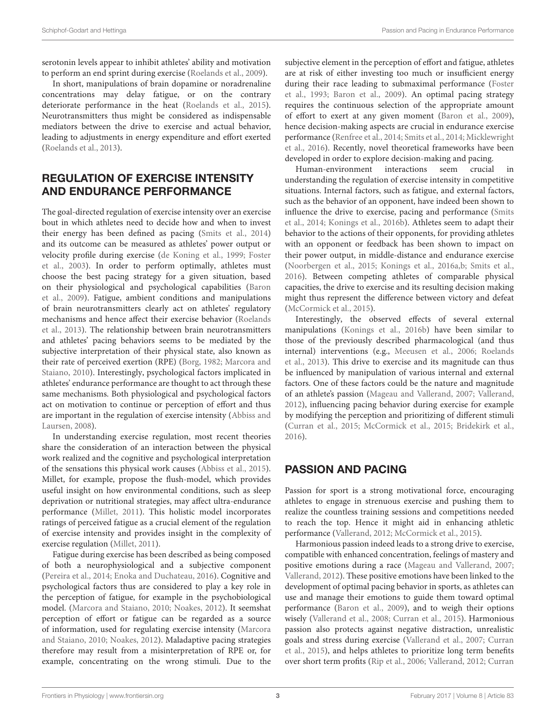serotonin levels appear to inhibit athletes' ability and motivation to perform an end sprint during exercise (Roelands et al., 2009).

In short, manipulations of brain dopamine or noradrenaline concentrations may delay fatigue, or on the contrary deteriorate performance in the heat (Roelands et al., 2015). Neurotransmitters thus might be considered as indispensable mediators between the drive to exercise and actual behavior, leading to adjustments in energy expenditure and effort exerted (Roelands et al., 2013).

## REGULATION OF EXERCISE INTENSITY AND ENDURANCE PERFORMANCE

The goal-directed regulation of exercise intensity over an exercise bout in which athletes need to decide how and when to invest their energy has been defined as pacing (Smits et al., 2014) and its outcome can be measured as athletes' power output or velocity profile during exercise (de Koning et al., 1999; Foster et al., 2003). In order to perform optimally, athletes must choose the best pacing strategy for a given situation, based on their physiological and psychological capabilities (Baron et al., 2009). Fatigue, ambient conditions and manipulations of brain neurotransmitters clearly act on athletes' regulatory mechanisms and hence affect their exercise behavior (Roelands et al., 2013). The relationship between brain neurotransmitters and athletes' pacing behaviors seems to be mediated by the subjective interpretation of their physical state, also known as their rate of perceived exertion (RPE) (Borg, 1982; Marcora and Staiano, 2010). Interestingly, psychological factors implicated in athletes' endurance performance are thought to act through these same mechanisms. Both physiological and psychological factors act on motivation to continue or perception of effort and thus are important in the regulation of exercise intensity (Abbiss and Laursen, 2008).

In understanding exercise regulation, most recent theories share the consideration of an interaction between the physical work realized and the cognitive and psychological interpretation of the sensations this physical work causes (Abbiss et al., 2015). Millet, for example, propose the flush-model, which provides useful insight on how environmental conditions, such as sleep deprivation or nutritional strategies, may affect ultra-endurance performance (Millet, 2011). This holistic model incorporates ratings of perceived fatigue as a crucial element of the regulation of exercise intensity and provides insight in the complexity of exercise regulation (Millet, 2011).

Fatigue during exercise has been described as being composed of both a neurophysiological and a subjective component (Pereira et al., 2014; Enoka and Duchateau, 2016). Cognitive and psychological factors thus are considered to play a key role in the perception of fatigue, for example in the psychobiological model. (Marcora and Staiano, 2010; Noakes, 2012). It seemshat perception of effort or fatigue can be regarded as a source of information, used for regulating exercise intensity (Marcora and Staiano, 2010; Noakes, 2012). Maladaptive pacing strategies therefore may result from a misinterpretation of RPE or, for example, concentrating on the wrong stimuli. Due to the subjective element in the perception of effort and fatigue, athletes are at risk of either investing too much or insufficient energy during their race leading to submaximal performance (Foster et al., 1993; Baron et al., 2009). An optimal pacing strategy requires the continuous selection of the appropriate amount of effort to exert at any given moment (Baron et al., 2009), hence decision-making aspects are crucial in endurance exercise performance (Renfree et al., 2014; Smits et al., 2014; Micklewright et al., 2016). Recently, novel theoretical frameworks have been developed in order to explore decision-making and pacing.

Human-environment interactions seem crucial in understanding the regulation of exercise intensity in competitive situations. Internal factors, such as fatigue, and external factors, such as the behavior of an opponent, have indeed been shown to influence the drive to exercise, pacing and performance (Smits et al., 2014; Konings et al., 2016b). Athletes seem to adapt their behavior to the actions of their opponents, for providing athletes with an opponent or feedback has been shown to impact on their power output, in middle-distance and endurance exercise (Noorbergen et al., 2015; Konings et al., 2016a,b; Smits et al., 2016). Between competing athletes of comparable physical capacities, the drive to exercise and its resulting decision making might thus represent the difference between victory and defeat (McCormick et al., 2015).

Interestingly, the observed effects of several external manipulations (Konings et al., 2016b) have been similar to those of the previously described pharmacological (and thus internal) interventions (e.g., Meeusen et al., 2006; Roelands et al., 2013). This drive to exercise and its magnitude can thus be influenced by manipulation of various internal and external factors. One of these factors could be the nature and magnitude of an athlete's passion (Mageau and Vallerand, 2007; Vallerand, 2012), influencing pacing behavior during exercise for example by modifying the perception and prioritizing of different stimuli (Curran et al., 2015; McCormick et al., 2015; Bridekirk et al., 2016).

## PASSION AND PACING

Passion for sport is a strong motivational force, encouraging athletes to engage in strenuous exercise and pushing them to realize the countless training sessions and competitions needed to reach the top. Hence it might aid in enhancing athletic performance (Vallerand, 2012; McCormick et al., 2015).

Harmonious passion indeed leads to a strong drive to exercise, compatible with enhanced concentration, feelings of mastery and positive emotions during a race (Mageau and Vallerand, 2007; Vallerand, 2012). These positive emotions have been linked to the development of optimal pacing behavior in sports, as athletes can use and manage their emotions to guide them toward optimal performance (Baron et al., 2009), and to weigh their options wisely (Vallerand et al., 2008; Curran et al., 2015). Harmonious passion also protects against negative distraction, unrealistic goals and stress during exercise (Vallerand et al., 2007; Curran et al., 2015), and helps athletes to prioritize long term benefits over short term profits (Rip et al., 2006; Vallerand, 2012; Curran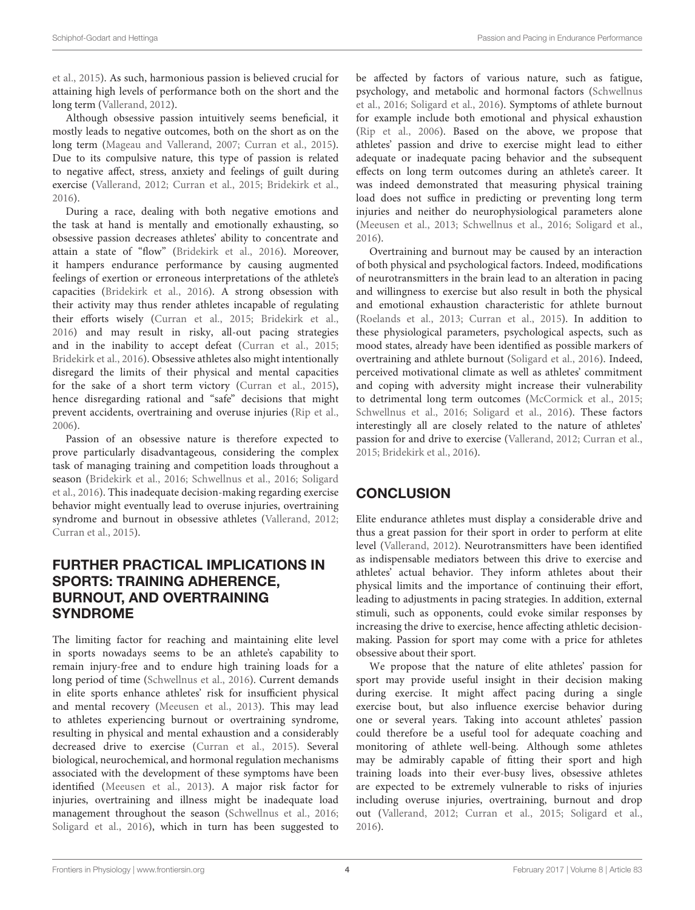et al., 2015). As such, harmonious passion is believed crucial for attaining high levels of performance both on the short and the long term (Vallerand, 2012).

Although obsessive passion intuitively seems beneficial, it mostly leads to negative outcomes, both on the short as on the long term (Mageau and Vallerand, 2007; Curran et al., 2015). Due to its compulsive nature, this type of passion is related to negative affect, stress, anxiety and feelings of guilt during exercise (Vallerand, 2012; Curran et al., 2015; Bridekirk et al., 2016).

During a race, dealing with both negative emotions and the task at hand is mentally and emotionally exhausting, so obsessive passion decreases athletes' ability to concentrate and attain a state of "flow" (Bridekirk et al., 2016). Moreover, it hampers endurance performance by causing augmented feelings of exertion or erroneous interpretations of the athlete's capacities (Bridekirk et al., 2016). A strong obsession with their activity may thus render athletes incapable of regulating their efforts wisely (Curran et al., 2015; Bridekirk et al., 2016) and may result in risky, all-out pacing strategies and in the inability to accept defeat (Curran et al., 2015; Bridekirk et al., 2016). Obsessive athletes also might intentionally disregard the limits of their physical and mental capacities for the sake of a short term victory (Curran et al., 2015), hence disregarding rational and "safe" decisions that might prevent accidents, overtraining and overuse injuries (Rip et al., 2006).

Passion of an obsessive nature is therefore expected to prove particularly disadvantageous, considering the complex task of managing training and competition loads throughout a season (Bridekirk et al., 2016; Schwellnus et al., 2016; Soligard et al., 2016). This inadequate decision-making regarding exercise behavior might eventually lead to overuse injuries, overtraining syndrome and burnout in obsessive athletes (Vallerand, 2012; Curran et al., 2015).

## FURTHER PRACTICAL IMPLICATIONS IN SPORTS: TRAINING ADHERENCE, BURNOUT, AND OVERTRAINING SYNDROME

The limiting factor for reaching and maintaining elite level in sports nowadays seems to be an athlete's capability to remain injury-free and to endure high training loads for a long period of time (Schwellnus et al., 2016). Current demands in elite sports enhance athletes' risk for insufficient physical and mental recovery (Meeusen et al., 2013). This may lead to athletes experiencing burnout or overtraining syndrome, resulting in physical and mental exhaustion and a considerably decreased drive to exercise (Curran et al., 2015). Several biological, neurochemical, and hormonal regulation mechanisms associated with the development of these symptoms have been identified (Meeusen et al., 2013). A major risk factor for injuries, overtraining and illness might be inadequate load management throughout the season (Schwellnus et al., 2016; Soligard et al., 2016), which in turn has been suggested to be affected by factors of various nature, such as fatigue, psychology, and metabolic and hormonal factors (Schwellnus et al., 2016; Soligard et al., 2016). Symptoms of athlete burnout for example include both emotional and physical exhaustion (Rip et al., 2006). Based on the above, we propose that athletes' passion and drive to exercise might lead to either adequate or inadequate pacing behavior and the subsequent effects on long term outcomes during an athlete's career. It was indeed demonstrated that measuring physical training load does not suffice in predicting or preventing long term injuries and neither do neurophysiological parameters alone (Meeusen et al., 2013; Schwellnus et al., 2016; Soligard et al., 2016).

Overtraining and burnout may be caused by an interaction of both physical and psychological factors. Indeed, modifications of neurotransmitters in the brain lead to an alteration in pacing and willingness to exercise but also result in both the physical and emotional exhaustion characteristic for athlete burnout (Roelands et al., 2013; Curran et al., 2015). In addition to these physiological parameters, psychological aspects, such as mood states, already have been identified as possible markers of overtraining and athlete burnout (Soligard et al., 2016). Indeed, perceived motivational climate as well as athletes' commitment and coping with adversity might increase their vulnerability to detrimental long term outcomes (McCormick et al., 2015; Schwellnus et al., 2016; Soligard et al., 2016). These factors interestingly all are closely related to the nature of athletes' passion for and drive to exercise (Vallerand, 2012; Curran et al., 2015; Bridekirk et al., 2016).

## CONCLUSION

Elite endurance athletes must display a considerable drive and thus a great passion for their sport in order to perform at elite level (Vallerand, 2012). Neurotransmitters have been identified as indispensable mediators between this drive to exercise and athletes' actual behavior. They inform athletes about their physical limits and the importance of continuing their effort, leading to adjustments in pacing strategies. In addition, external stimuli, such as opponents, could evoke similar responses by increasing the drive to exercise, hence affecting athletic decision-making. Passion for sport may come with a price for athletes obsessive about their sport.

We propose that the nature of elite athletes' passion for sport may provide useful insight in their decision making during exercise. It might affect pacing during a single exercise bout, but also influence exercise behavior during one or several years. Taking into account athletes' passion could therefore be a useful tool for adequate coaching and monitoring of athlete well-being. Although some athletes may be admirably capable of fitting their sport and high training loads into their ever-busy lives, obsessive athletes are expected to be extremely vulnerable to risks of injuries including overuse injuries, overtraining, burnout and drop out (Vallerand, 2012; Curran et al., 2015; Soligard et al., 2016).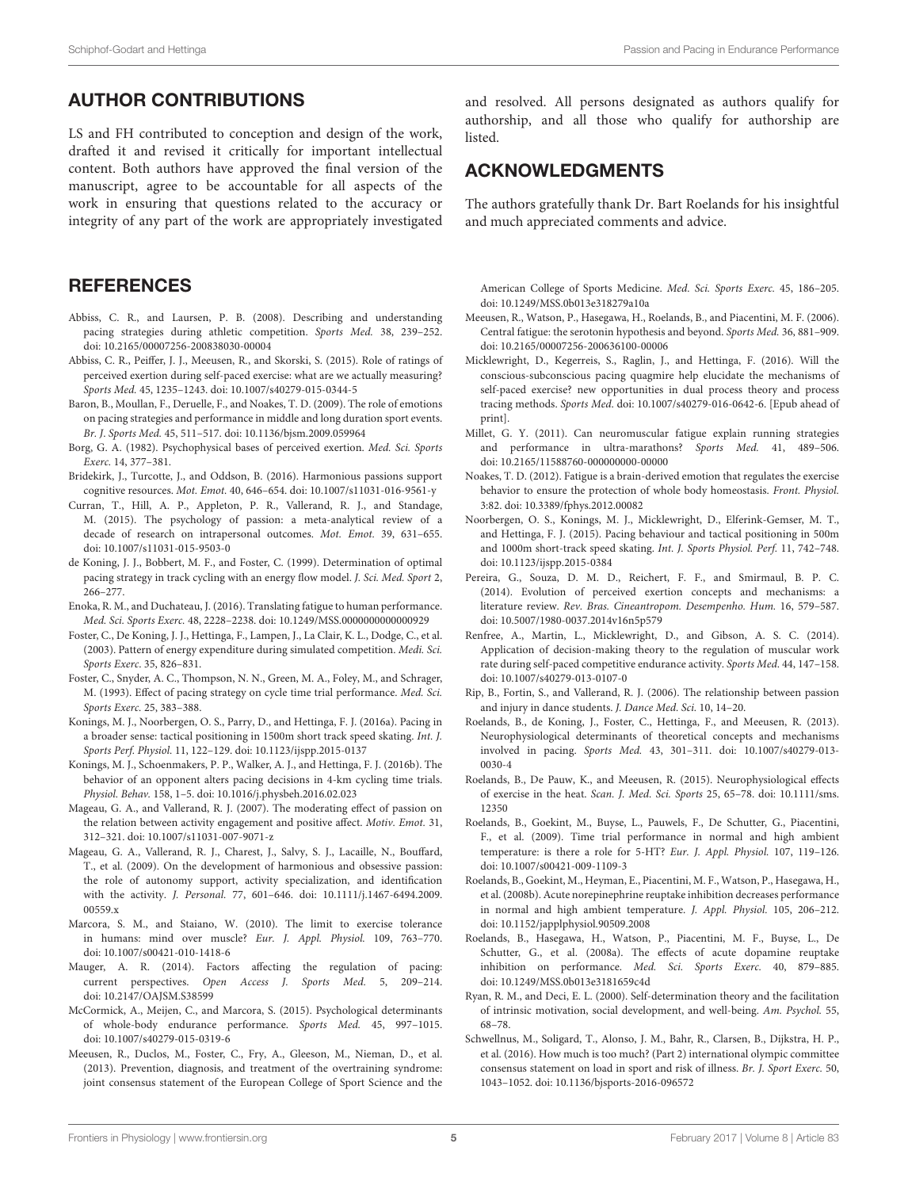## AUTHOR CONTRIBUTIONS

LS and FH contributed to conception and design of the work, drafted it and revised it critically for important intellectual content. Both authors have approved the final version of the manuscript, agree to be accountable for all aspects of the work in ensuring that questions related to the accuracy or integrity of any part of the work are appropriately investigated and resolved. All persons designated as authors qualify for authorship, and all those who qualify for authorship are listed.

## ACKNOWLEDGMENTS

The authors gratefully thank Dr. Bart Roelands for his insightful and much appreciated comments and advice.

## REFERENCES

Abbiss, C. R., and Laursen, P. B. (2008). Describing and understanding pacing strategies during athletic competition. *Sports Med.* 38, 239–252. doi: 10.2165/00007256-200838030-00004

Abbiss, C. R., Peiffer, J. J., Meeusen, R., and Skorski, S. (2015). Role of ratings of perceived exertion during self-paced exercise: what are we actually measuring? *Sports Med.* 45, 1235–1243. doi: 10.1007/s40279-015-0344-5

Baron, B., Moullan, F., Deruelle, F., and Noakes, T. D. (2009). The role of emotions on pacing strategies and performance in middle and long duration sport events. *Br. J. Sports Med.* 45, 511–517. doi: 10.1136/bjsm.2009.059964

Borg, G. A. (1982). Psychophysical bases of perceived exertion. *Med. Sci. Sports Exerc.* 14, 377–381.

Bridekirk, J., Turcotte, J., and Oddson, B. (2016). Harmonious passions support cognitive resources. *Mot. Emot.* 40, 646–654. doi: 10.1007/s11031-016-9561-y

Curran, T., Hill, A. P., Appleton, P. R., Vallerand, R. J., and Standage, M. (2015). The psychology of passion: a meta-analytical review of a decade of research on intrapersonal outcomes. *Mot. Emot.* 39, 631–655. doi: 10.1007/s11031-015-9503-0

de Koning, J. J., Bobbert, M. F., and Foster, C. (1999). Determination of optimal pacing strategy in track cycling with an energy flow model. *J. Sci. Med. Sport* 2, 266–277.

Enoka, R. M., and Duchateau, J. (2016). Translating fatigue to human performance. *Med. Sci. Sports Exerc.* 48, 2228–2238. doi: 10.1249/MSS.0000000000000929

Foster, C., De Koning, J. J., Hettinga, F., Lampen, J., La Clair, K. L., Dodge, C., et al. (2003). Pattern of energy expenditure during simulated competition. *Medi. Sci. Sports Exerc.* 35, 826–831.

Foster, C., Snyder, A. C., Thompson, N. N., Green, M. A., Foley, M., and Schrager, M. (1993). Effect of pacing strategy on cycle time trial performance. *Med. Sci. Sports Exerc.* 25, 383–388.

Konings, M. J., Noorbergen, O. S., Parry, D., and Hettinga, F. J. (2016a). Pacing in a broader sense: tactical positioning in 1500m short track speed skating. *Int. J. Sports Perf. Physiol.* 11, 122–129. doi: 10.1123/ijspp.2015-0137

Konings, M. J., Schoenmakers, P. P., Walker, A. J., and Hettinga, F. J. (2016b). The behavior of an opponent alters pacing decisions in 4-km cycling time trials. *Physiol. Behav.* 158, 1–5. doi: 10.1016/j.physbeh.2016.02.023

Mageau, G. A., and Vallerand, R. J. (2007). The moderating effect of passion on the relation between activity engagement and positive affect. *Motiv. Emot.* 31, 312–321. doi: 10.1007/s11031-007-9071-z

Mageau, G. A., Vallerand, R. J., Charest, J., Salvy, S. J., Lacaille, N., Bouffard, T., et al. (2009). On the development of harmonious and obsessive passion: the role of autonomy support, activity specialization, and identification with the activity. *J. Personal.* 77, 601–646. doi: 10.1111/j.1467-6494.2009.00559.x

Marcora, S. M., and Staiano, W. (2010). The limit to exercise tolerance in humans: mind over muscle? *Eur. J. Appl. Physiol.* 109, 763–770. doi: 10.1007/s00421-010-1418-6

Mauger, A. R. (2014). Factors affecting the regulation of pacing: current perspectives. *Open Access J. Sports Med.* 5, 209–214. doi: 10.2147/OAJSM.S38599

McCormick, A., Meijen, C., and Marcora, S. (2015). Psychological determinants of whole-body endurance performance. *Sports Med.* 45, 997–1015. doi: 10.1007/s40279-015-0319-6

Meeusen, R., Duclos, M., Foster, C., Fry, A., Gleeson, M., Nieman, D., et al. (2013). Prevention, diagnosis, and treatment of the overtraining syndrome: joint consensus statement of the European College of Sport Science and the American College of Sports Medicine. *Med. Sci. Sports Exerc.* 45, 186–205. doi: 10.1249/MSS.0b013e318279a10a

Meeusen, R., Watson, P., Hasegawa, H., Roelands, B., and Piacentini, M. F. (2006). Central fatigue: the serotonin hypothesis and beyond. *Sports Med.* 36, 881–909. doi: 10.2165/00007256-200636100-00006

Micklewright, D., Kegerreis, S., Raglin, J., and Hettinga, F. (2016). Will the conscious-subconscious pacing quagmire help elucidate the mechanisms of self-paced exercise? new opportunities in dual process theory and process tracing methods. *Sports Med.* doi: 10.1007/s40279-016-0642-6. [Epub ahead of print].

Millet, G. Y. (2011). Can neuromuscular fatigue explain running strategies and performance in ultra-marathons? *Sports Med.* 41, 489–506. doi: 10.2165/11588760-000000000-00000

Noakes, T. D. (2012). Fatigue is a brain-derived emotion that regulates the exercise behavior to ensure the protection of whole body homeostasis. *Front. Physiol.* 3:82. doi: 10.3389/fphys.2012.00082

Noorbergen, O. S., Konings, M. J., Micklewright, D., Elferink-Gemser, M. T., and Hettinga, F. J. (2015). Pacing behaviour and tactical positioning in 500m and 1000m short-track speed skating. *Int. J. Sports Physiol. Perf.* 11, 742–748. doi: 10.1123/ijspp.2015-0384

Pereira, G., Souza, D. M. D., Reichert, F. F., and Smirmaul, B. P. C. (2014). Evolution of perceived exertion concepts and mechanisms: a literature review. *Rev. Bras. Cineantropom. Desempenho. Hum.* 16, 579–587. doi: 10.5007/1980-0037.2014v16n5p579

Renfree, A., Martin, L., Micklewright, D., and Gibson, A. S. C. (2014). Application of decision-making theory to the regulation of muscular work rate during self-paced competitive endurance activity. *Sports Med.* 44, 147–158. doi: 10.1007/s40279-013-0107-0

Rip, B., Fortin, S., and Vallerand, R. J. (2006). The relationship between passion and injury in dance students. *J. Dance Med. Sci.* 10, 14–20.

Roelands, B., de Koning, J., Foster, C., Hettinga, F., and Meeusen, R. (2013). Neurophysiological determinants of theoretical concepts and mechanisms involved in pacing. *Sports Med.* 43, 301–311. doi: 10.1007/s40279-013-0030-4

Roelands, B., De Pauw, K., and Meeusen, R. (2015). Neurophysiological effects of exercise in the heat. *Scan. J. Med. Sci. Sports* 25, 65–78. doi: 10.1111/sms.12350

Roelands, B., Goekint, M., Buyse, L., Pauwels, F., De Schutter, G., Piacentini, F., et al. (2009). Time trial performance in normal and high ambient temperature: is there a role for 5-HT? *Eur. J. Appl. Physiol.* 107, 119–126. doi: 10.1007/s00421-009-1109-3

Roelands, B., Goekint, M., Heyman, E., Piacentini, M. F., Watson, P., Hasegawa, H., et al. (2008b). Acute norepinephrine reuptake inhibition decreases performance in normal and high ambient temperature. *J. Appl. Physiol.* 105, 206–212. doi: 10.1152/japplphysiol.90509.2008

Roelands, B., Hasegawa, H., Watson, P., Piacentini, M. F., Buyse, L., De Schutter, G., et al. (2008a). The effects of acute dopamine reuptake inhibition on performance. *Med. Sci. Sports Exerc.* 40, 879–885. doi: 10.1249/MSS.0b013e3181659c4d

Ryan, R. M., and Deci, E. L. (2000). Self-determination theory and the facilitation of intrinsic motivation, social development, and well-being. *Am. Psychol.* 55, 68–78.

Schwellnus, M., Soligard, T., Alonso, J. M., Bahr, R., Clarsen, B., Dijkstra, H. P., et al. (2016). How much is too much? (Part 2) international olympic committee consensus statement on load in sport and risk of illness. *Br. J. Sport Exerc.* 50, 1043–1052. doi: 10.1136/bjsports-2016-096572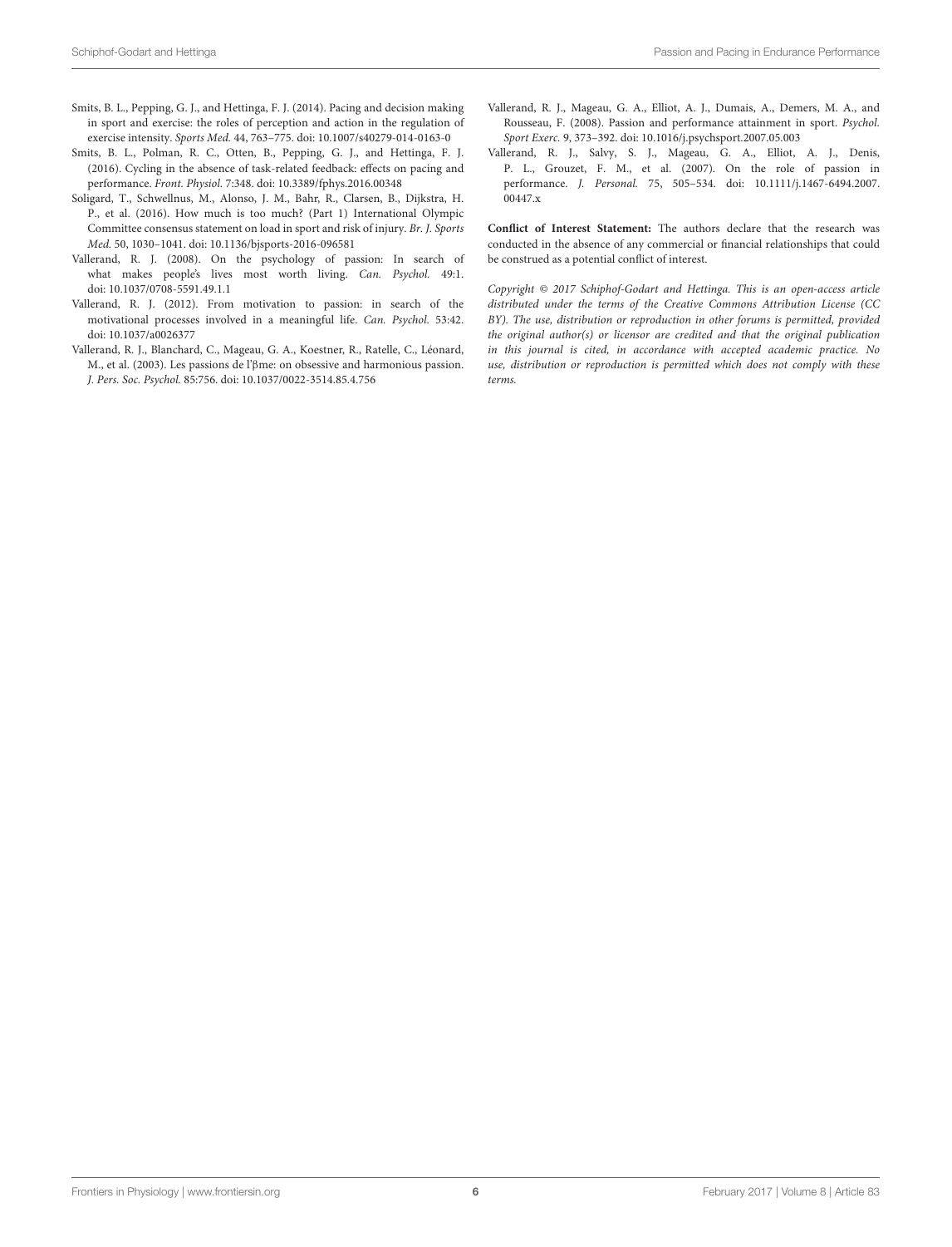Smits, B. L., Pepping, G. J., and Hettinga, F. J. (2014). Pacing and decision making in sport and exercise: the roles of perception and action in the regulation of exercise intensity. *Sports Med.* 44, 763–775. doi: 10.1007/s40279-014-0163-0

Smits, B. L., Polman, R. C., Otten, B., Pepping, G. J., and Hettinga, F. J. (2016). Cycling in the absence of task-related feedback: effects on pacing and performance. *Front. Physiol.* 7:348. doi: 10.3389/fphys.2016.00348

Soligard, T., Schwellnus, M., Alonso, J. M., Bahr, R., Clarsen, B., Dijkstra, H. P., et al. (2016). How much is too much? (Part 1) International Olympic Committee consensus statement on load in sport and risk of injury. *Br. J. Sports Med.* 50, 1030–1041. doi: 10.1136/bjsports-2016-096581

Vallerand, R. J. (2008). On the psychology of passion: In search of what makes people's lives most worth living. *Can. Psychol.* 49:1. doi: 10.1037/0708-5591.49.1.1

Vallerand, R. J. (2012). From motivation to passion: in search of the motivational processes involved in a meaningful life. *Can. Psychol.* 53:42. doi: 10.1037/a0026377

Vallerand, R. J., Blanchard, C., Mageau, G. A., Koestner, R., Ratelle, C., Léonard, M., et al. (2003). Les passions de l'βme: on obsessive and harmonious passion. *J. Pers. Soc. Psychol.* 85:756. doi: 10.1037/0022-3514.85.4.756

Vallerand, R. J., Mageau, G. A., Elliot, A. J., Dumais, A., Demers, M. A., and Rousseau, F. (2008). Passion and performance attainment in sport. *Psychol. Sport Exerc.* 9, 373–392. doi: 10.1016/j.psychsport.2007.05.003

Vallerand, R. J., Salvy, S. J., Mageau, G. A., Elliot, A. J., Denis, P. L., Grouzet, F. M., et al. (2007). On the role of passion in performance. *J. Personal.* 75, 505–534. doi: 10.1111/j.1467-6494.2007.00447.x

**Conflict of Interest Statement:** The authors declare that the research was conducted in the absence of any commercial or financial relationships that could be construed as a potential conflict of interest.

*Copyright © 2017 Schiphof-Godart and Hettinga. This is an open-access article distributed under the terms of the Creative Commons Attribution License (CC BY). The use, distribution or reproduction in other forums is permitted, provided the original author(s) or licensor are credited and that the original publication in this journal is cited, in accordance with accepted academic practice. No use, distribution or reproduction is permitted which does not comply with these terms.*